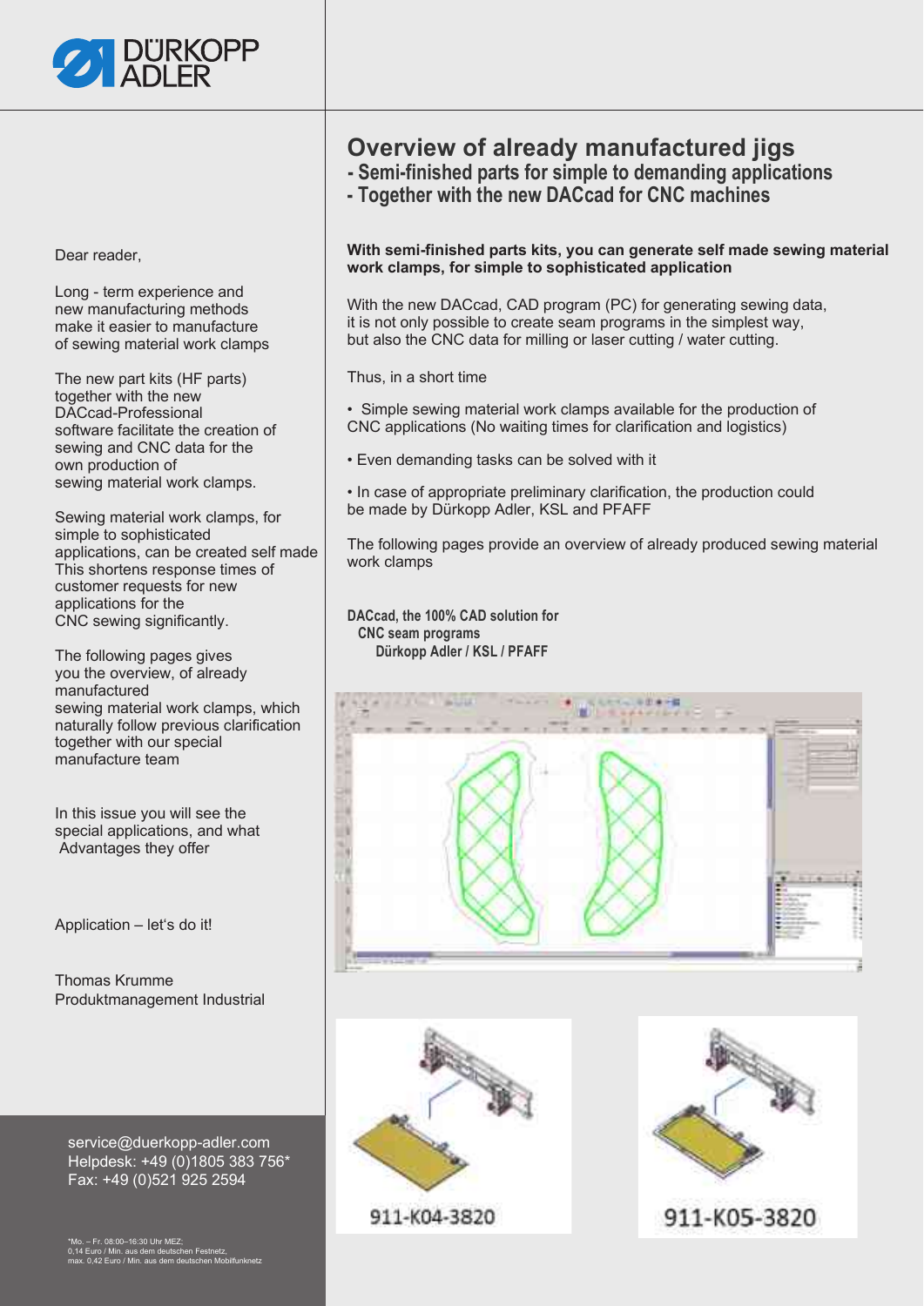# Overview of already manufactured jigs

## - Semi-finished parts for simple to demanding applications
## - Together with the new DACcad for CNC machines

Dear reader,

Long - term experience and new manufacturing methods make it easier to manufacture of sewing material work clamps

The new part kits (HF parts) together with the new DACcad-Professional software facilitate the creation of sewing and CNC data for the own production of sewing material work clamps.

Sewing material work clamps, for simple to sophisticated applications, can be created self made This shortens response times of customer requests for new applications for the CNC sewing significantly.

The following pages gives you the overview, of already manufactured sewing material work clamps, which naturally follow previous clarification together with our special manufacture team

In this issue you will see the special applications, and what Advantages they offer

Application – let's do it!

Thomas Krumme
Produktmanagement Industrial

service@duerkopp-adler.com
Helpdesk: +49 (0)1805 383 756*
Fax: +49 (0)521 925 2594

*Mo. – Fr. 08:00–16:30 Uhr MEZ:
0,14 Euro / Min. aus dem deutschen Festnetz,
max. 0,42 Euro / Min. aus dem deutschen Mobilfunknetz

**With semi-finished parts kits, you can generate self made sewing material work clamps, for simple to sophisticated application**

With the new DACcad, CAD program (PC) for generating sewing data, it is not only possible to create seam programs in the simplest way, but also the CNC data for milling or laser cutting / water cutting.

Thus, in a short time

- Simple sewing material work clamps available for the production of CNC applications (No waiting times for clarification and logistics)
- Even demanding tasks can be solved with it
- In case of appropriate preliminary clarification, the production could be made by Dürkopp Adler, KSL and PFAFF

The following pages provide an overview of already produced sewing material work clamps

**DACcad, the 100% CAD solution for CNC seam programs Dürkopp Adler / KSL / PFAFF**

911-K04-3820

911-K05-3820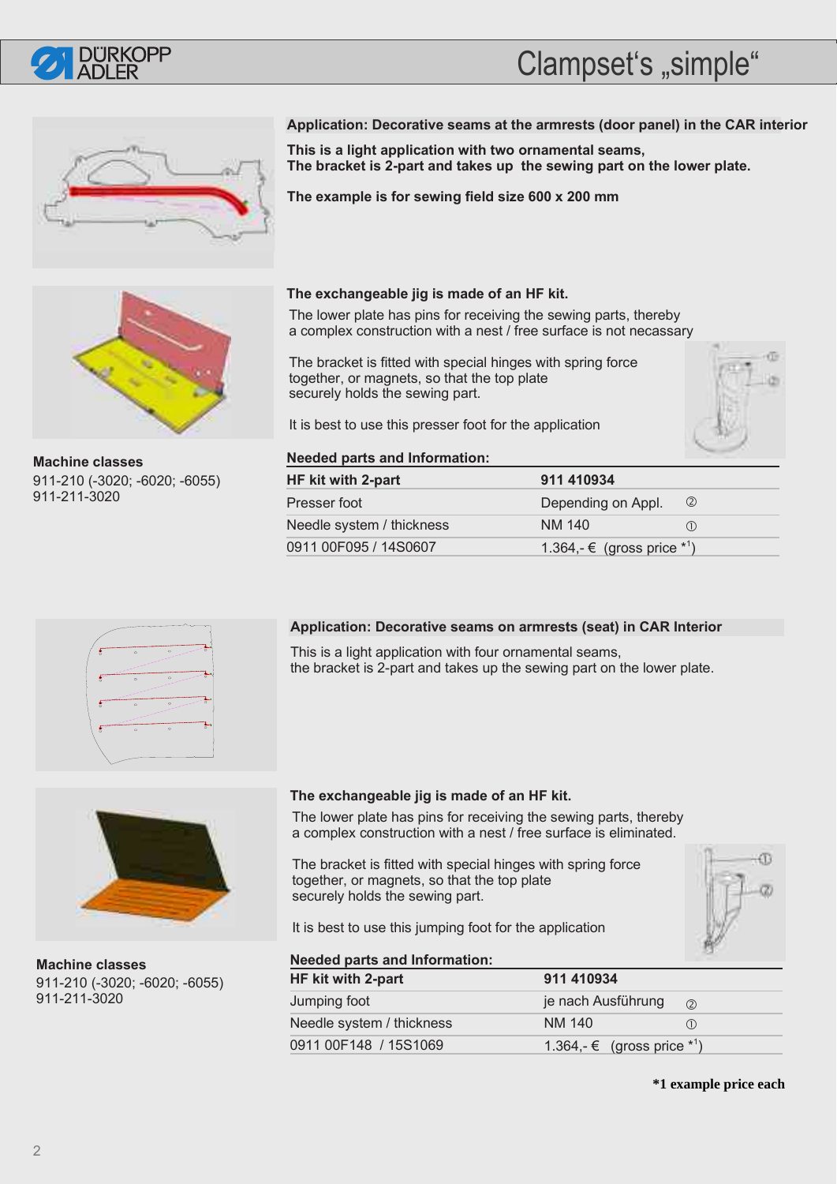# Clampset‘s „simple“

**Application: Decorative seams at the armrests (door panel) in the CAR interior**

**This is a light application with two ornamental seams,**
**The bracket is 2-part and takes up the sewing part on the lower plate.**

**The example is for sewing field size 600 x 200 mm**

**The exchangeable jig is made of an HF kit.**

The lower plate has pins for receiving the sewing parts, thereby a complex construction with a nest / free surface is not necassary

The bracket is fitted with special hinges with spring force together, or magnets, so that the top plate securely holds the sewing part.

It is best to use this presser foot for the application

**Machine classes**
911-210 (-3020; -6020; -6055)
911-211-3020

**Needed parts and Information:**

| **HF kit with 2-part** | **911 410934** | |
|---|---|---|
| Presser foot | Depending on Appl. | ② |
| Needle system / thickness | NM 140 | ① |
| 0911 00F095 / 14S0607 | 1.364,- € (gross price *1) | |

**Application: Decorative seams on armrests (seat) in CAR Interior**

This is a light application with four ornamental seams,
the bracket is 2-part and takes up the sewing part on the lower plate.

**The exchangeable jig is made of an HF kit.**

The lower plate has pins for receiving the sewing parts, thereby a complex construction with a nest / free surface is eliminated.

The bracket is fitted with special hinges with spring force together, or magnets, so that the top plate securely holds the sewing part.

It is best to use this jumping foot for the application

**Machine classes**
911-210 (-3020; -6020; -6055)
911-211-3020

**Needed parts and Information:**

| **HF kit with 2-part** | **911 410934** | |
|---|---|---|
| Jumping foot | je nach Ausführung | ② |
| Needle system / thickness | NM 140 | ① |
| 0911 00F148 / 15S1069 | 1.364,- € (gross price *1) | |

**\*1 example price each**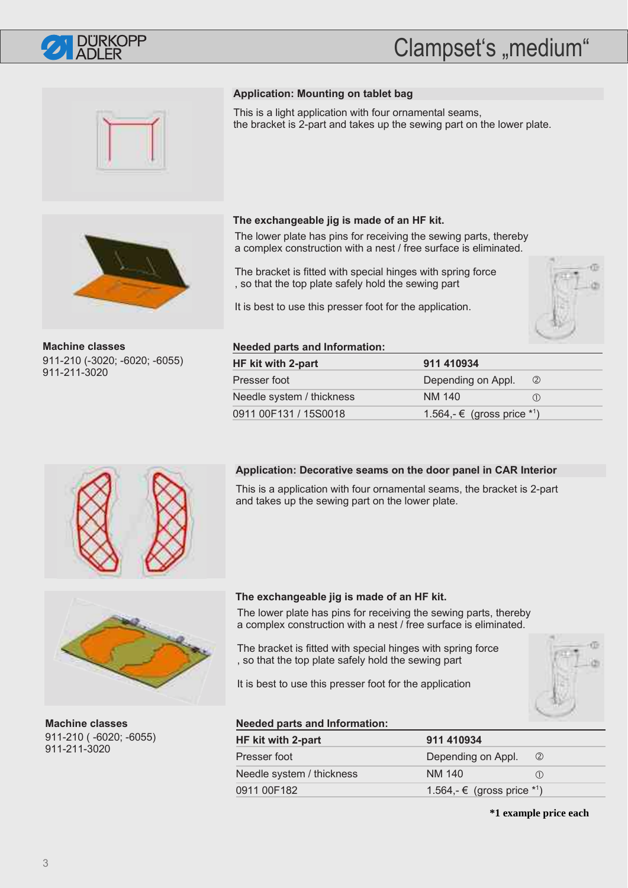# Clampset's „medium"

### Application: Mounting on tablet bag

This is a light application with four ornamental seams,
the bracket is 2-part and takes up the sewing part on the lower plate.

**The exchangeable jig is made of an HF kit.**

The lower plate has pins for receiving the sewing parts, thereby a complex construction with a nest / free surface is eliminated.

The bracket is fitted with special hinges with spring force , so that the top plate safely hold the sewing part

It is best to use this presser foot for the application.

**Machine classes**
911-210 (-3020; -6020; -6055)
911-211-3020

**Needed parts and Information:**

| HF kit with 2-part | 911 410934 |
|---|---|
| Presser foot | Depending on Appl. ② |
| Needle system / thickness | NM 140 ① |
| 0911 00F131 / 15S0018 | 1.564,- € (gross price *1) |

### Application: Decorative seams on the door panel in CAR Interior

This is a application with four ornamental seams, the bracket is 2-part and takes up the sewing part on the lower plate.

**The exchangeable jig is made of an HF kit.**

The lower plate has pins for receiving the sewing parts, thereby a complex construction with a nest / free surface is eliminated.

The bracket is fitted with special hinges with spring force , so that the top plate safely hold the sewing part

It is best to use this presser foot for the application

**Machine classes**
911-210 ( -6020; -6055)
911-211-3020

**Needed parts and Information:**

| HF kit with 2-part | 911 410934 |
|---|---|
| Presser foot | Depending on Appl. ② |
| Needle system / thickness | NM 140 ① |
| 0911 00F182 | 1.564,- € (gross price *1) |

**\*1 example price each**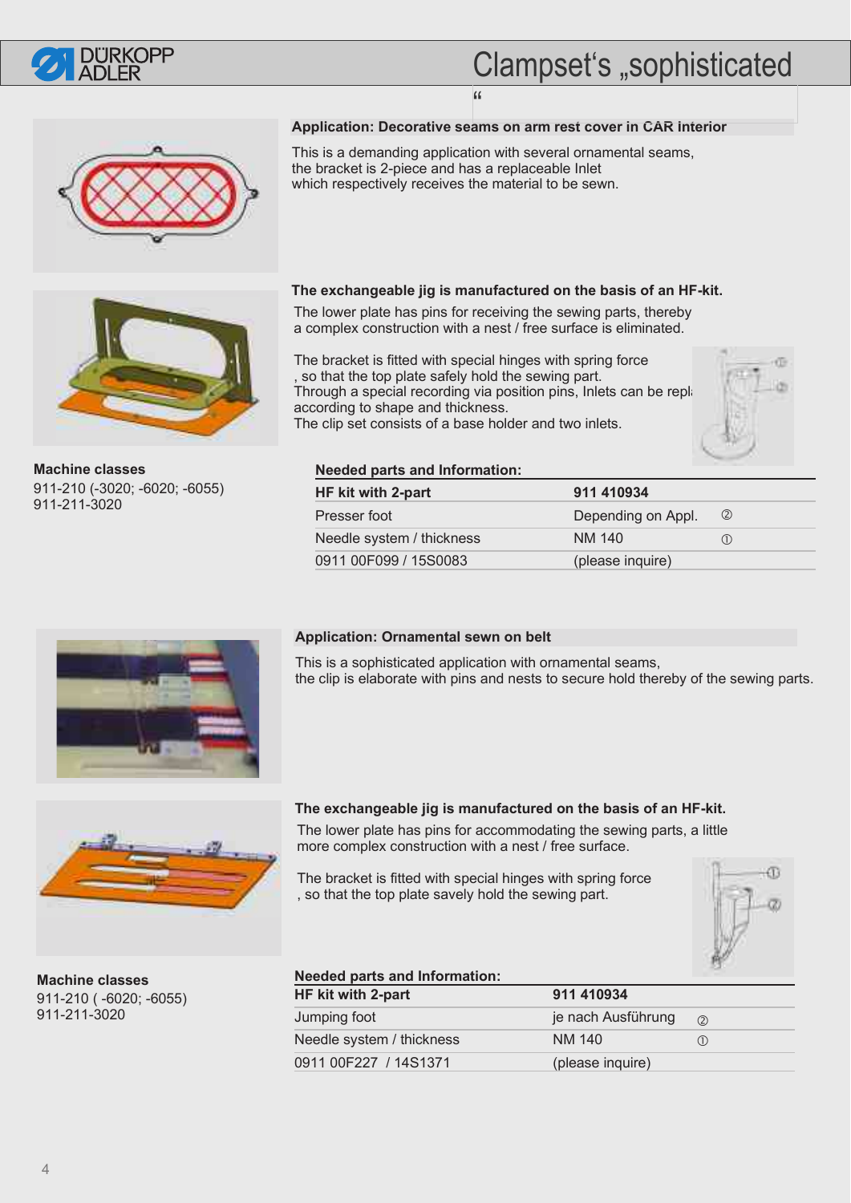# Clampset‘s „sophisticated“

## Application: Decorative seams on arm rest cover in CAR interior

This is a demanding application with several ornamental seams, the bracket is 2-piece and has a replaceable Inlet which respectively receives the material to be sewn.

### The exchangeable jig is manufactured on the basis of an HF-kit.

The lower plate has pins for receiving the sewing parts, thereby a complex construction with a nest / free surface is eliminated.

The bracket is fitted with special hinges with spring force , so that the top plate safely hold the sewing part. Through a special recording via position pins, Inlets can be repl according to shape and thickness. The clip set consists of a base holder and two inlets.

**Machine classes**
911-210 (-3020; -6020; -6055)
911-211-3020

**Needed parts and Information:**

| HF kit with 2-part | 911 410934 | |
|---|---|---|
| Presser foot | Depending on Appl. | ② |
| Needle system / thickness | NM 140 | ① |
| 0911 00F099 / 15S0083 | (please inquire) | |

## Application: Ornamental sewn on belt

This is a sophisticated application with ornamental seams, the clip is elaborate with pins and nests to secure hold thereby of the sewing parts.

### The exchangeable jig is manufactured on the basis of an HF-kit.

The lower plate has pins for accommodating the sewing parts, a little more complex construction with a nest / free surface.

The bracket is fitted with special hinges with spring force , so that the top plate savely hold the sewing part.

**Machine classes**
911-210 ( -6020; -6055)
911-211-3020

**Needed parts and Information:**

| HF kit with 2-part | 911 410934 | |
|---|---|---|
| Jumping foot | je nach Ausführung | ② |
| Needle system / thickness | NM 140 | ① |
| 0911 00F227 / 14S1371 | (please inquire) | |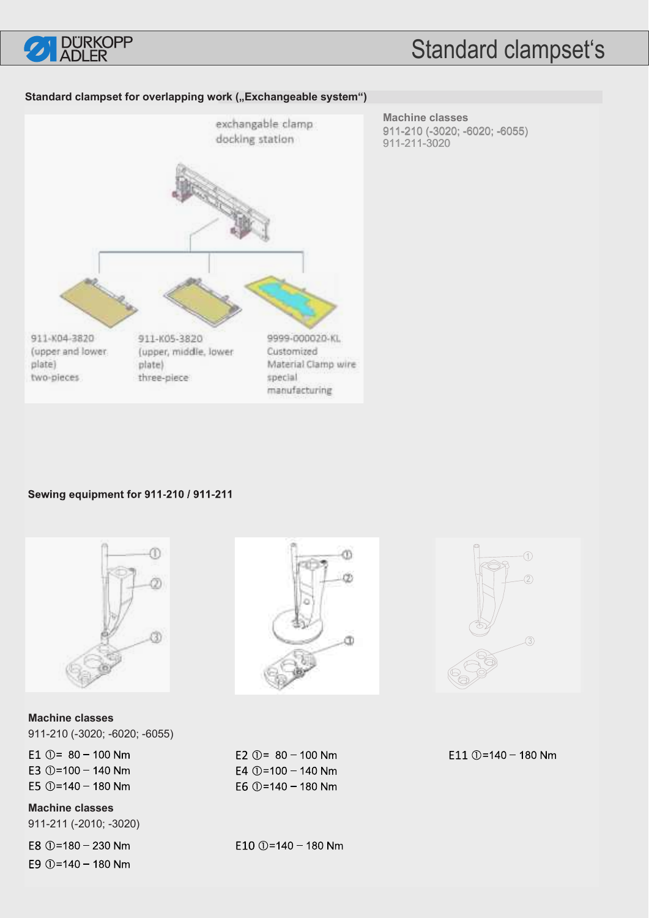# Standard clampset's

## Standard clampset for overlapping work („Exchangeable system“)

exchangable clamp docking station

911-K04-3820 (upper and lower plate) two-pieces

911-K05-3820 (upper, middle, lower plate) three-piece

9999-000020-KL Customized Material Clamp wire special manufacturing

**Machine classes**
911-210 (-3020; -6020; -6055)
911-211-3020

## Sewing equipment for 911-210 / 911-211

**Machine classes**
911-210 (-3020; -6020; -6055)

E1 ①= 80 – 100 Nm
E3 ①=100 – 140 Nm
E5 ①=140 – 180 Nm

E2 ①= 80 – 100 Nm
E4 ①=100 – 140 Nm
E6 ①=140 – 180 Nm

E11 ①=140 – 180 Nm

**Machine classes**
911-211 (-2010; -3020)

E8 ①=180 – 230 Nm
E9 ①=140 – 180 Nm

E10 ①=140 – 180 Nm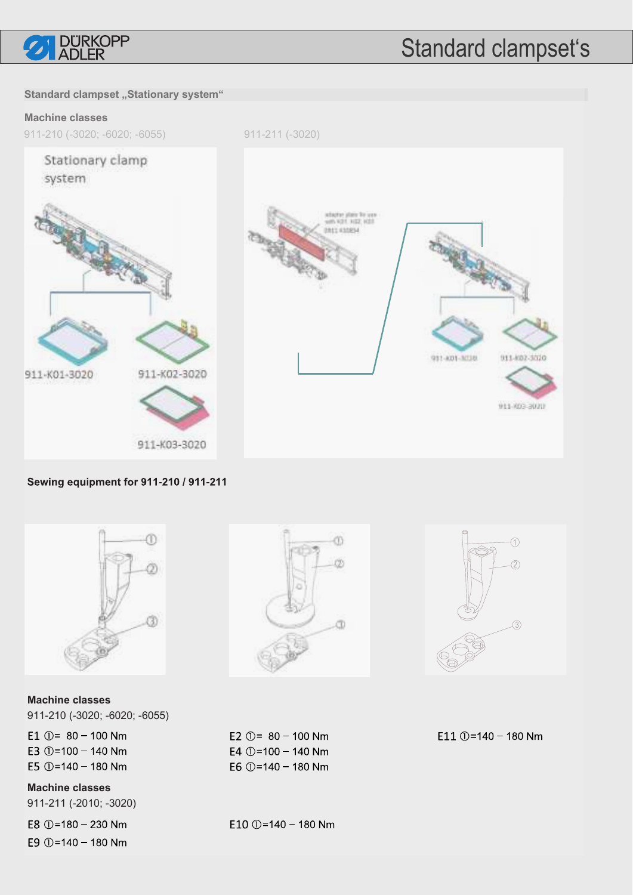# Standard clampset‘s

## Standard clampset „Stationary system“

**Machine classes**

911-210 (-3020; -6020; -6055)

911-211 (-3020)

Stationary clamp system

911-K01-3020

911-K02-3020

911-K03-3020

## Sewing equipment for 911-210 / 911-211

**Machine classes**

911-210 (-3020; -6020; -6055)

E1 ①= 80 – 100 Nm
E3 ①=100 – 140 Nm
E5 ①=140 – 180 Nm

E2 ①= 80 – 100 Nm
E4 ①=100 – 140 Nm
E6 ①=140 – 180 Nm

E11 ①=140 – 180 Nm

**Machine classes**

911-211 (-2010; -3020)

E8 ①=180 – 230 Nm
E9 ①=140 – 180 Nm

E10 ①=140 – 180 Nm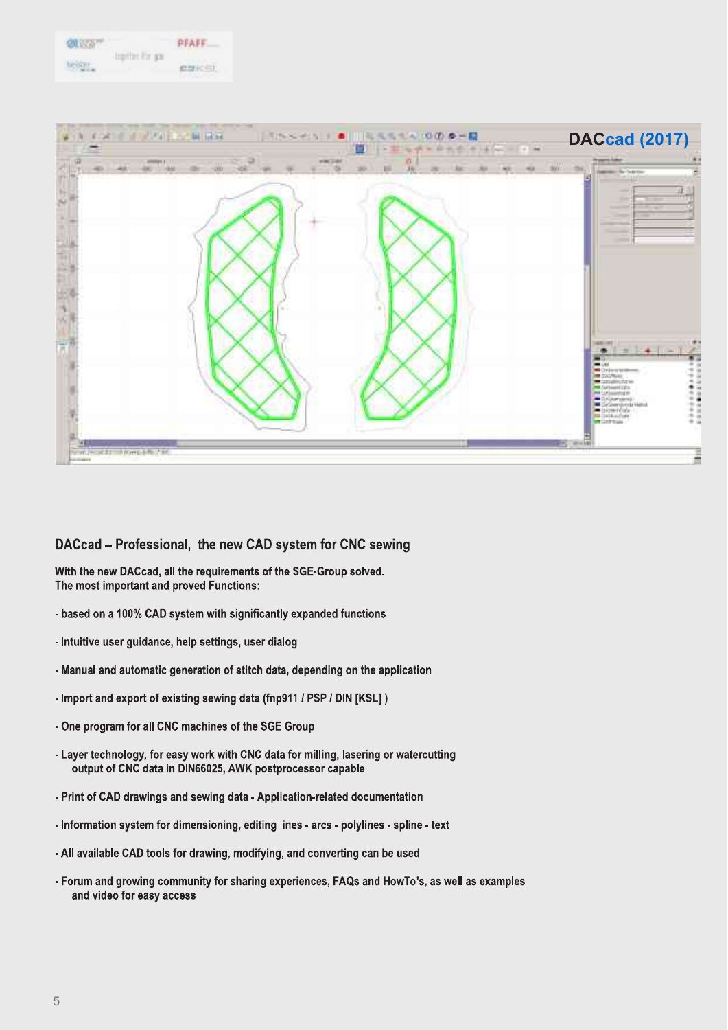DACcad (2017)

## DACcad – Professional, the new CAD system for CNC sewing

With the new DACcad, all the requirements of the SGE-Group solved.
The most important and proved Functions:

- based on a 100% CAD system with significantly expanded functions
- Intuitive user guidance, help settings, user dialog
- Manual and automatic generation of stitch data, depending on the application
- Import and export of existing sewing data (fnp911 / PSP / DIN [KSL] )
- One program for all CNC machines of the SGE Group
- Layer technology, for easy work with CNC data for milling, lasering or watercutting
  output of CNC data in DIN66025, AWK postprocessor capable
- Print of CAD drawings and sewing data - Application-related documentation
- Information system for dimensioning, editing lines - arcs - polylines - spline - text
- All available CAD tools for drawing, modifying, and converting can be used
- Forum and growing community for sharing experiences, FAQs and HowTo's, as well as examples
  and video for easy access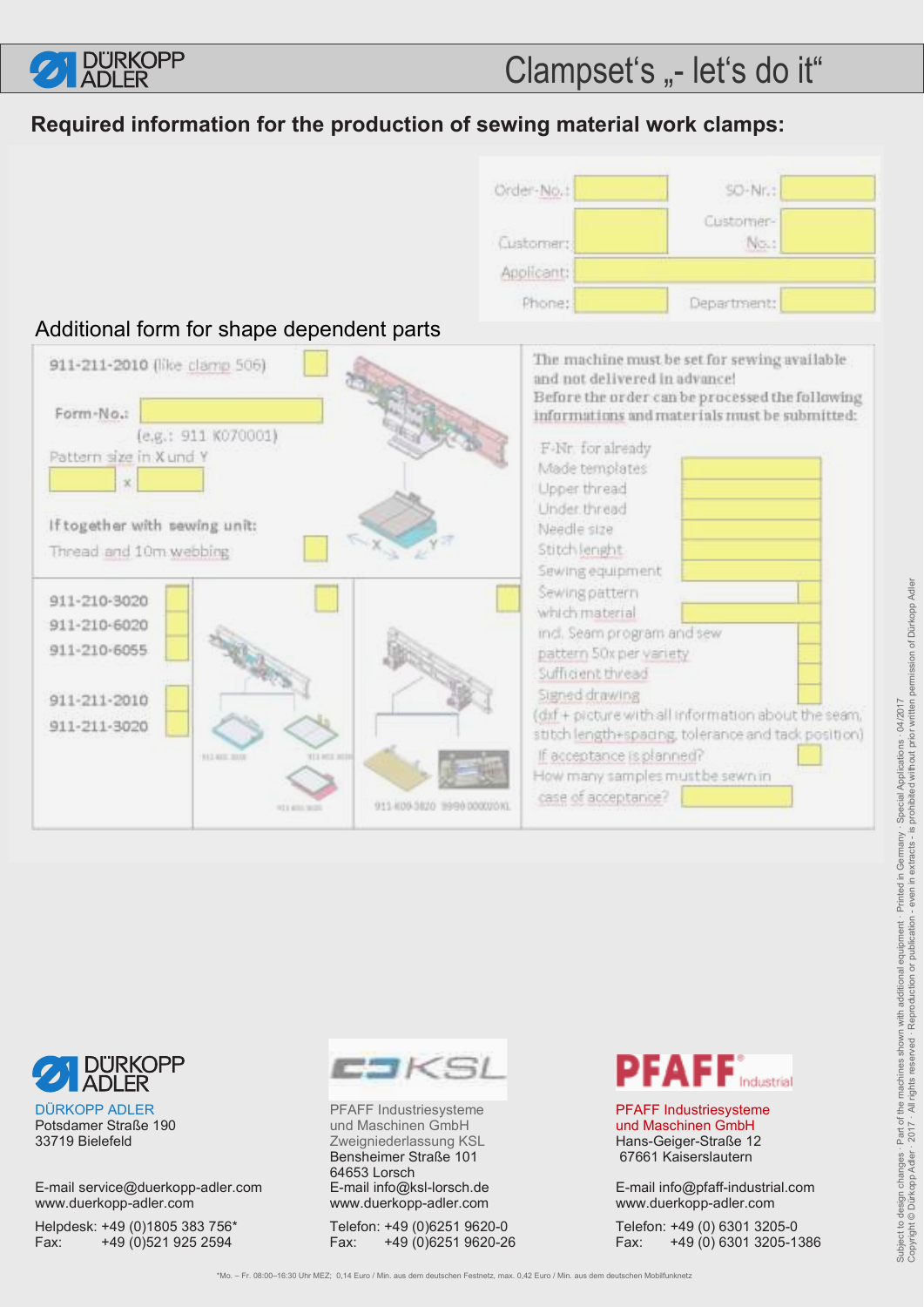# Clampset's „- let's do it"

## Required information for the production of sewing material work clamps:

Order-No.:

SO-Nr.:

Customer:

Customer-No.:

Applicant:

Phone:

Department:

### Additional form for shape dependent parts

911-211-2010 (like clamp 506)

Form-No.:

(e.g.: 911 K070001)

Pattern size in X und Y

x

If together with sewing unit:

Thread and 10m webbing

911-210-3020
911-210-6020
911-210-6055

911-211-2010
911-211-3020

911-409-3820 9990 000020KL

The machine must be set for sewing available and not delivered in advance!
Before the order can be processed the following informations and materials must be submitted:

- F-Nr. for already Made templates
- Upper thread
- Under thread
- Needle size
- Stitch lenght
- Sewing equipment
- Sewing pattern
- which material
- incl. Seam program and sew pattern 50x per variety
- Sufficient thread
- Signed drawing (dxf + picture with all information about the seam, stitch length+spacing, tolerance and tack position)
- If acceptance is planned?
- How many samples must be sewn in case of acceptance?

**DÜRKOPP ADLER**
Potsdamer Straße 190
33719 Bielefeld

E-mail service@duerkopp-adler.com
www.duerkopp-adler.com

Helpdesk: +49 (0)1805 383 756*
Fax: +49 (0)521 925 2594

PFAFF Industriesysteme
und Maschinen GmbH
Zweigniederlassung KSL
Bensheimer Straße 101
64653 Lorsch
E-mail info@ksl-lorsch.de
www.duerkopp-adler.com

Telefon: +49 (0)6251 9620-0
Fax: +49 (0)6251 9620-26

PFAFF Industriesysteme
und Maschinen GmbH
Hans-Geiger-Straße 12
67661 Kaiserslautern

E-mail info@pfaff-industrial.com
www.duerkopp-adler.com

Telefon: +49 (0) 6301 3205-0
Fax: +49 (0) 6301 3205-1386

*Mo. – Fr. 08:00–16:30 Uhr MEZ; 0,14 Euro / Min. aus dem deutschen Festnetz, max. 0,42 Euro / Min. aus dem deutschen Mobilfunknetz

Subject to design changes · Part of the machines shown with additional equipment · Printed in Germany · Special Applications · 04/2017
Copyright © Dürkopp Adler · 2017 · All rights reserved · Reproduction or publication - even in extracts - is prohibited without prior written permission of Dürkopp Adler